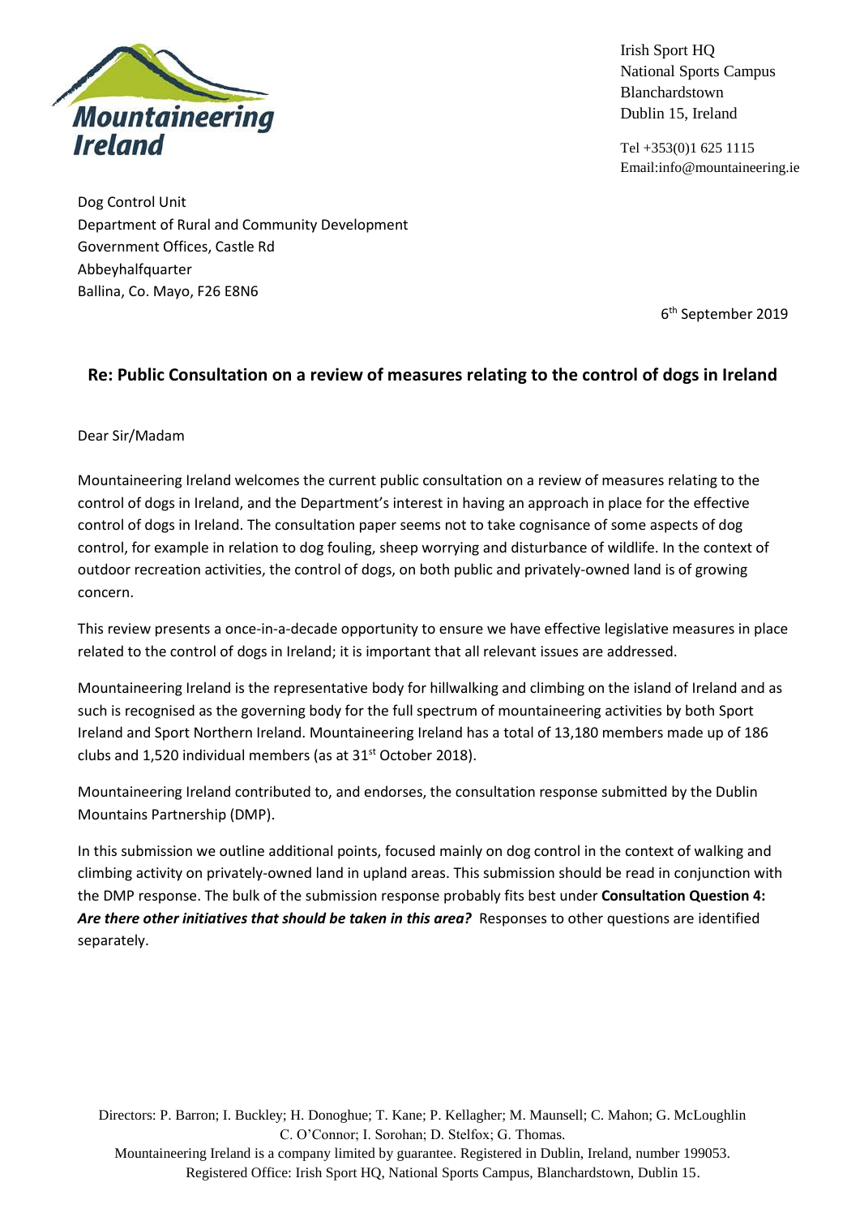Mountaineering Ireland

Irish Sport HQ
National Sports Campus
Blanchardstown
Dublin 15, Ireland

Tel +353(0)1 625 1115
Email:info@mountaineering.ie

Dog Control Unit
Department of Rural and Community Development
Government Offices, Castle Rd
Abbeyhalfquarter
Ballina, Co. Mayo, F26 E8N6

6th September 2019

## Re: Public Consultation on a review of measures relating to the control of dogs in Ireland

Dear Sir/Madam

Mountaineering Ireland welcomes the current public consultation on a review of measures relating to the control of dogs in Ireland, and the Department's interest in having an approach in place for the effective control of dogs in Ireland. The consultation paper seems not to take cognisance of some aspects of dog control, for example in relation to dog fouling, sheep worrying and disturbance of wildlife. In the context of outdoor recreation activities, the control of dogs, on both public and privately-owned land is of growing concern.

This review presents a once-in-a-decade opportunity to ensure we have effective legislative measures in place related to the control of dogs in Ireland; it is important that all relevant issues are addressed.

Mountaineering Ireland is the representative body for hillwalking and climbing on the island of Ireland and as such is recognised as the governing body for the full spectrum of mountaineering activities by both Sport Ireland and Sport Northern Ireland. Mountaineering Ireland has a total of 13,180 members made up of 186 clubs and 1,520 individual members (as at 31st October 2018).

Mountaineering Ireland contributed to, and endorses, the consultation response submitted by the Dublin Mountains Partnership (DMP).

In this submission we outline additional points, focused mainly on dog control in the context of walking and climbing activity on privately-owned land in upland areas. This submission should be read in conjunction with the DMP response. The bulk of the submission response probably fits best under **Consultation Question 4: *Are there other initiatives that should be taken in this area?*** Responses to other questions are identified separately.

Directors: P. Barron; I. Buckley; H. Donoghue; T. Kane; P. Kellagher; M. Maunsell; C. Mahon; G. McLoughlin C. O'Connor; I. Sorohan; D. Stelfox; G. Thomas.
Mountaineering Ireland is a company limited by guarantee. Registered in Dublin, Ireland, number 199053.
Registered Office: Irish Sport HQ, National Sports Campus, Blanchardstown, Dublin 15.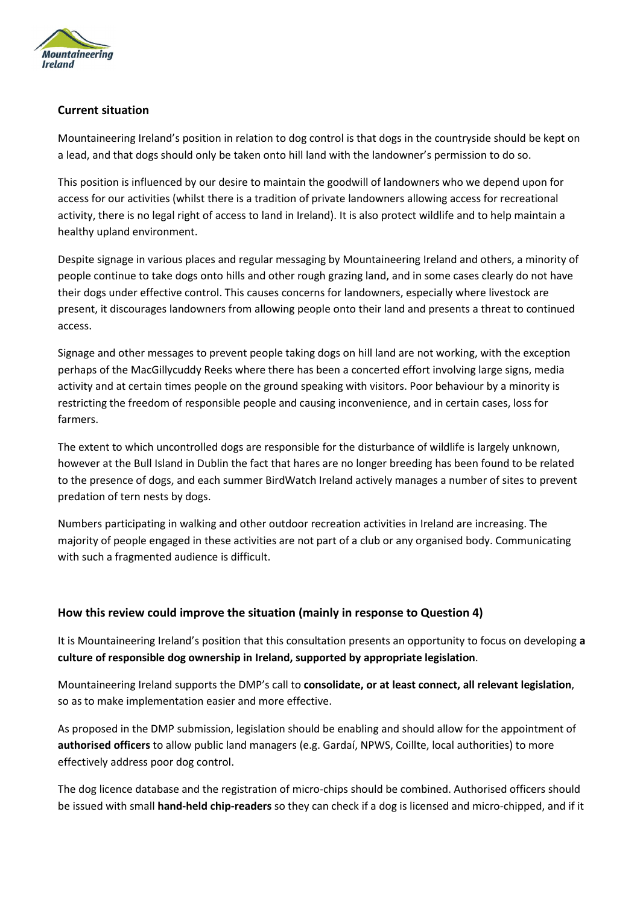## Current situation

Mountaineering Ireland's position in relation to dog control is that dogs in the countryside should be kept on a lead, and that dogs should only be taken onto hill land with the landowner's permission to do so.

This position is influenced by our desire to maintain the goodwill of landowners who we depend upon for access for our activities (whilst there is a tradition of private landowners allowing access for recreational activity, there is no legal right of access to land in Ireland). It is also protect wildlife and to help maintain a healthy upland environment.

Despite signage in various places and regular messaging by Mountaineering Ireland and others, a minority of people continue to take dogs onto hills and other rough grazing land, and in some cases clearly do not have their dogs under effective control. This causes concerns for landowners, especially where livestock are present, it discourages landowners from allowing people onto their land and presents a threat to continued access.

Signage and other messages to prevent people taking dogs on hill land are not working, with the exception perhaps of the MacGillycuddy Reeks where there has been a concerted effort involving large signs, media activity and at certain times people on the ground speaking with visitors. Poor behaviour by a minority is restricting the freedom of responsible people and causing inconvenience, and in certain cases, loss for farmers.

The extent to which uncontrolled dogs are responsible for the disturbance of wildlife is largely unknown, however at the Bull Island in Dublin the fact that hares are no longer breeding has been found to be related to the presence of dogs, and each summer BirdWatch Ireland actively manages a number of sites to prevent predation of tern nests by dogs.

Numbers participating in walking and other outdoor recreation activities in Ireland are increasing. The majority of people engaged in these activities are not part of a club or any organised body. Communicating with such a fragmented audience is difficult.

## How this review could improve the situation (mainly in response to Question 4)

It is Mountaineering Ireland's position that this consultation presents an opportunity to focus on developing **a culture of responsible dog ownership in Ireland, supported by appropriate legislation**.

Mountaineering Ireland supports the DMP's call to **consolidate, or at least connect, all relevant legislation**, so as to make implementation easier and more effective.

As proposed in the DMP submission, legislation should be enabling and should allow for the appointment of **authorised officers** to allow public land managers (e.g. Gardaí, NPWS, Coillte, local authorities) to more effectively address poor dog control.

The dog licence database and the registration of micro-chips should be combined. Authorised officers should be issued with small **hand-held chip-readers** so they can check if a dog is licensed and micro-chipped, and if it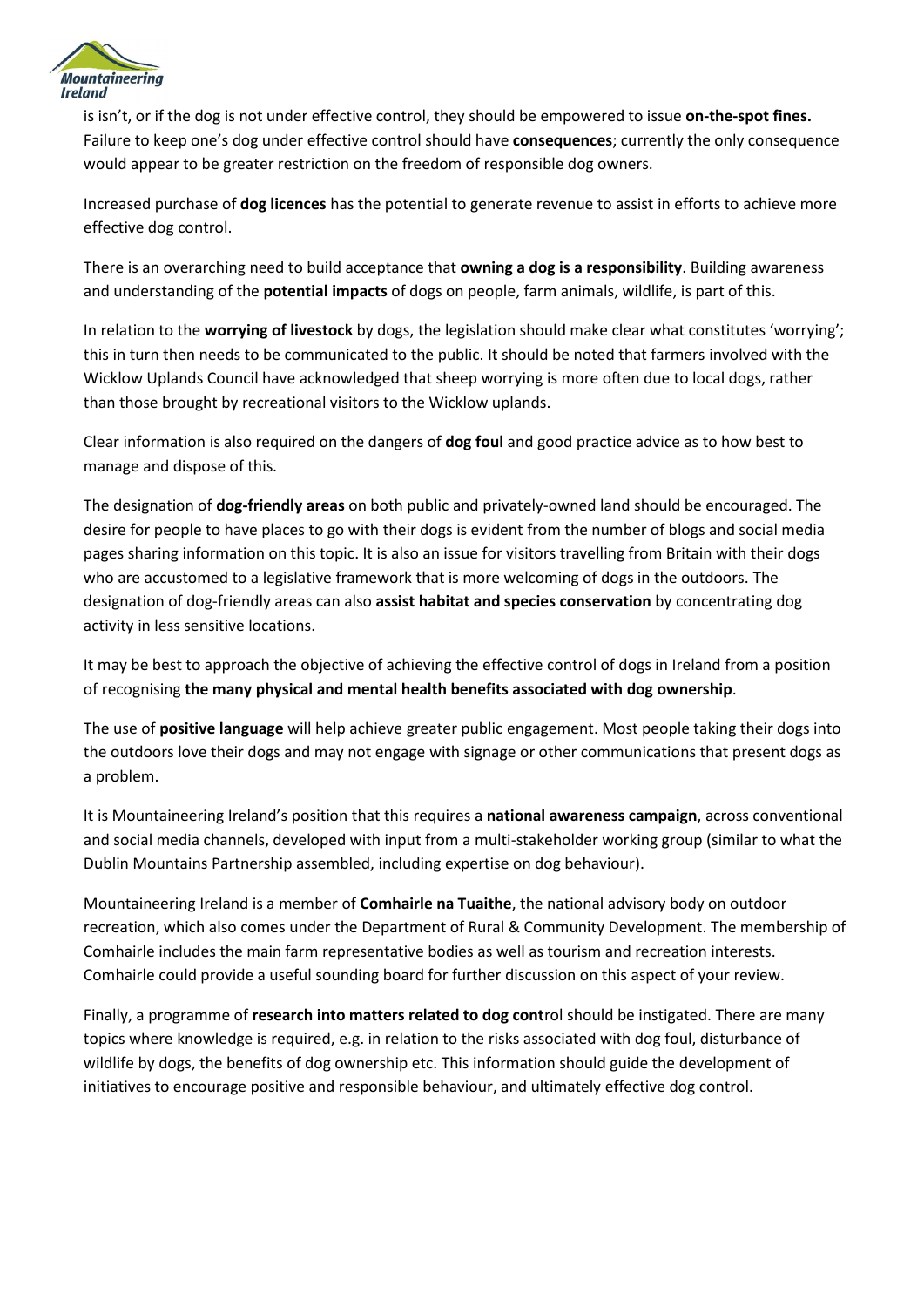is isn't, or if the dog is not under effective control, they should be empowered to issue **on-the-spot fines.** Failure to keep one's dog under effective control should have **consequences**; currently the only consequence would appear to be greater restriction on the freedom of responsible dog owners.

Increased purchase of **dog licences** has the potential to generate revenue to assist in efforts to achieve more effective dog control.

There is an overarching need to build acceptance that **owning a dog is a responsibility**. Building awareness and understanding of the **potential impacts** of dogs on people, farm animals, wildlife, is part of this.

In relation to the **worrying of livestock** by dogs, the legislation should make clear what constitutes 'worrying'; this in turn then needs to be communicated to the public. It should be noted that farmers involved with the Wicklow Uplands Council have acknowledged that sheep worrying is more often due to local dogs, rather than those brought by recreational visitors to the Wicklow uplands.

Clear information is also required on the dangers of **dog foul** and good practice advice as to how best to manage and dispose of this.

The designation of **dog-friendly areas** on both public and privately-owned land should be encouraged. The desire for people to have places to go with their dogs is evident from the number of blogs and social media pages sharing information on this topic. It is also an issue for visitors travelling from Britain with their dogs who are accustomed to a legislative framework that is more welcoming of dogs in the outdoors. The designation of dog-friendly areas can also **assist habitat and species conservation** by concentrating dog activity in less sensitive locations.

It may be best to approach the objective of achieving the effective control of dogs in Ireland from a position of recognising **the many physical and mental health benefits associated with dog ownership**.

The use of **positive language** will help achieve greater public engagement. Most people taking their dogs into the outdoors love their dogs and may not engage with signage or other communications that present dogs as a problem.

It is Mountaineering Ireland's position that this requires a **national awareness campaign**, across conventional and social media channels, developed with input from a multi-stakeholder working group (similar to what the Dublin Mountains Partnership assembled, including expertise on dog behaviour).

Mountaineering Ireland is a member of **Comhairle na Tuaithe**, the national advisory body on outdoor recreation, which also comes under the Department of Rural & Community Development. The membership of Comhairle includes the main farm representative bodies as well as tourism and recreation interests. Comhairle could provide a useful sounding board for further discussion on this aspect of your review.

Finally, a programme of **research into matters related to dog cont**rol should be instigated. There are many topics where knowledge is required, e.g. in relation to the risks associated with dog foul, disturbance of wildlife by dogs, the benefits of dog ownership etc. This information should guide the development of initiatives to encourage positive and responsible behaviour, and ultimately effective dog control.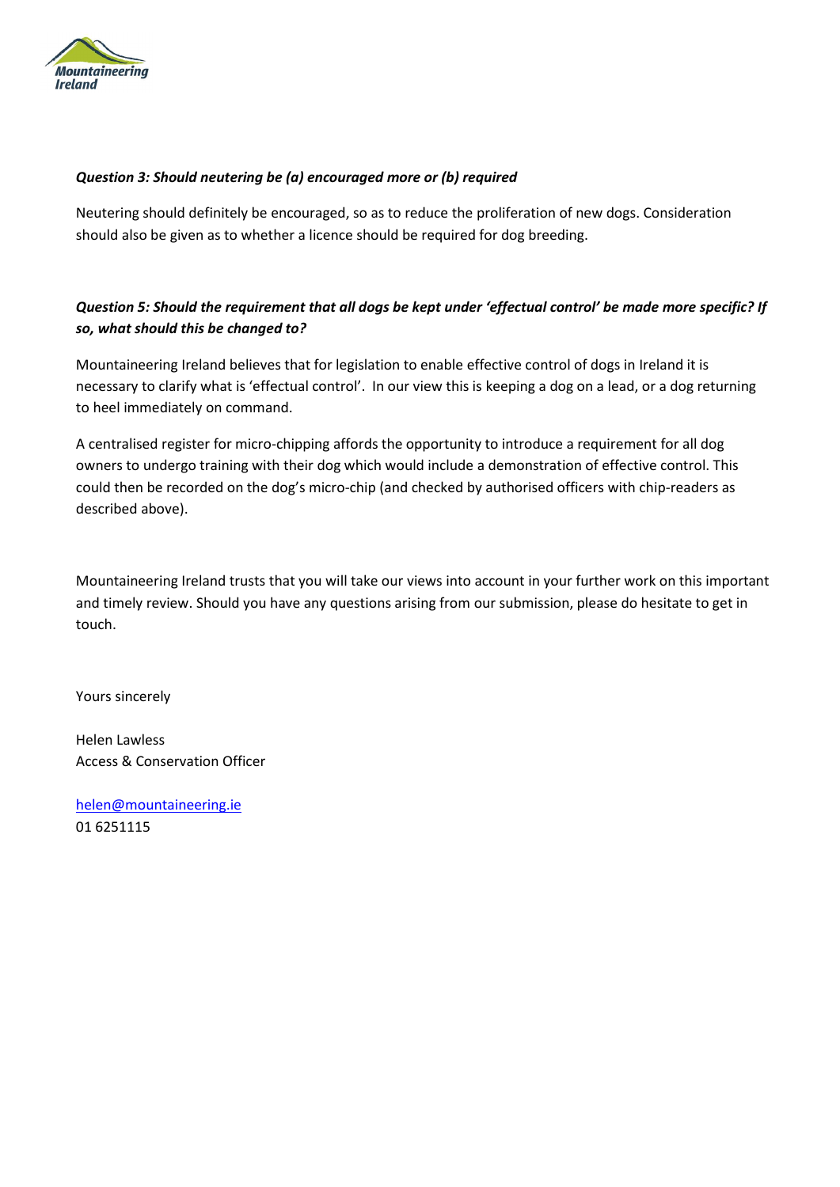***Question 3: Should neutering be (a) encouraged more or (b) required***

Neutering should definitely be encouraged, so as to reduce the proliferation of new dogs. Consideration should also be given as to whether a licence should be required for dog breeding.

***Question 5: Should the requirement that all dogs be kept under 'effectual control' be made more specific? If so, what should this be changed to?***

Mountaineering Ireland believes that for legislation to enable effective control of dogs in Ireland it is necessary to clarify what is 'effectual control'. In our view this is keeping a dog on a lead, or a dog returning to heel immediately on command.

A centralised register for micro-chipping affords the opportunity to introduce a requirement for all dog owners to undergo training with their dog which would include a demonstration of effective control. This could then be recorded on the dog's micro-chip (and checked by authorised officers with chip-readers as described above).

Mountaineering Ireland trusts that you will take our views into account in your further work on this important and timely review. Should you have any questions arising from our submission, please do hesitate to get in touch.

Yours sincerely

Helen Lawless
Access & Conservation Officer

helen@mountaineering.ie
01 6251115